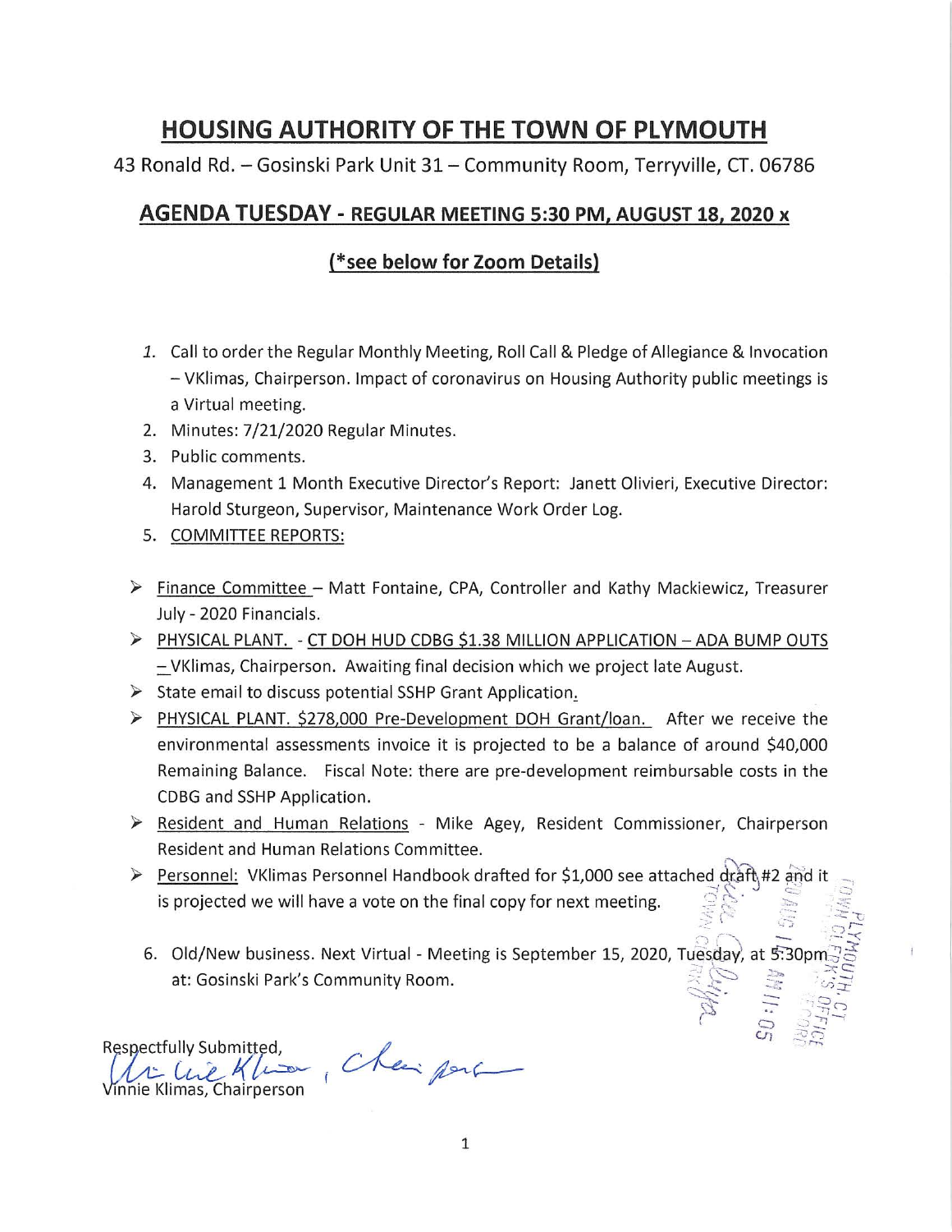# HOUSING AUTHORITY OF THE TOWN OF PLYMOUTH

43 Ronald Rd. – Gosinski Park Unit 31 – Community Room, Terryville, CT. 06786

## AGENDA TUESDAY - REGULAR MEETING 5:30 PM, AUGUST 18, 2020 x

### (*see below for Zoom Details)

1. Call to order the Regular Monthly Meeting, Roll Call & Pledge of Allegiance & Invocation – VKlimas, Chairperson. Impact of coronavirus on Housing Authority public meetings is a Virtual meeting.
2. Minutes: 7/21/2020 Regular Minutes.
3. Public comments.
4. Management 1 Month Executive Director's Report: Janett Olivieri, Executive Director: Harold Sturgeon, Supervisor, Maintenance Work Order Log.
5. COMMITTEE REPORTS:

- Finance Committee – Matt Fontaine, CPA, Controller and Kathy Mackiewicz, Treasurer July - 2020 Financials.
- PHYSICAL PLANT. - CT DOH HUD CDBG $1.38 MILLION APPLICATION – ADA BUMP OUTS – VKlimas, Chairperson. Awaiting final decision which we project late August.
- State email to discuss potential SSHP Grant Application.
- PHYSICAL PLANT. $278,000 Pre-Development DOH Grant/loan. After we receive the environmental assessments invoice it is projected to be a balance of around $40,000 Remaining Balance. Fiscal Note: there are pre-development reimbursable costs in the CDBG and SSHP Application.
- Resident and Human Relations - Mike Agey, Resident Commissioner, Chairperson Resident and Human Relations Committee.
- Personnel: VKlimas Personnel Handbook drafted for $1,000 see attached draft #2 and it is projected we will have a vote on the final copy for next meeting.

6. Old/New business. Next Virtual - Meeting is September 15, 2020, Tuesday, at 5:30pm at: Gosinski Park's Community Room.

Respectfully Submitted,

Vinnie Klimas, Chairperson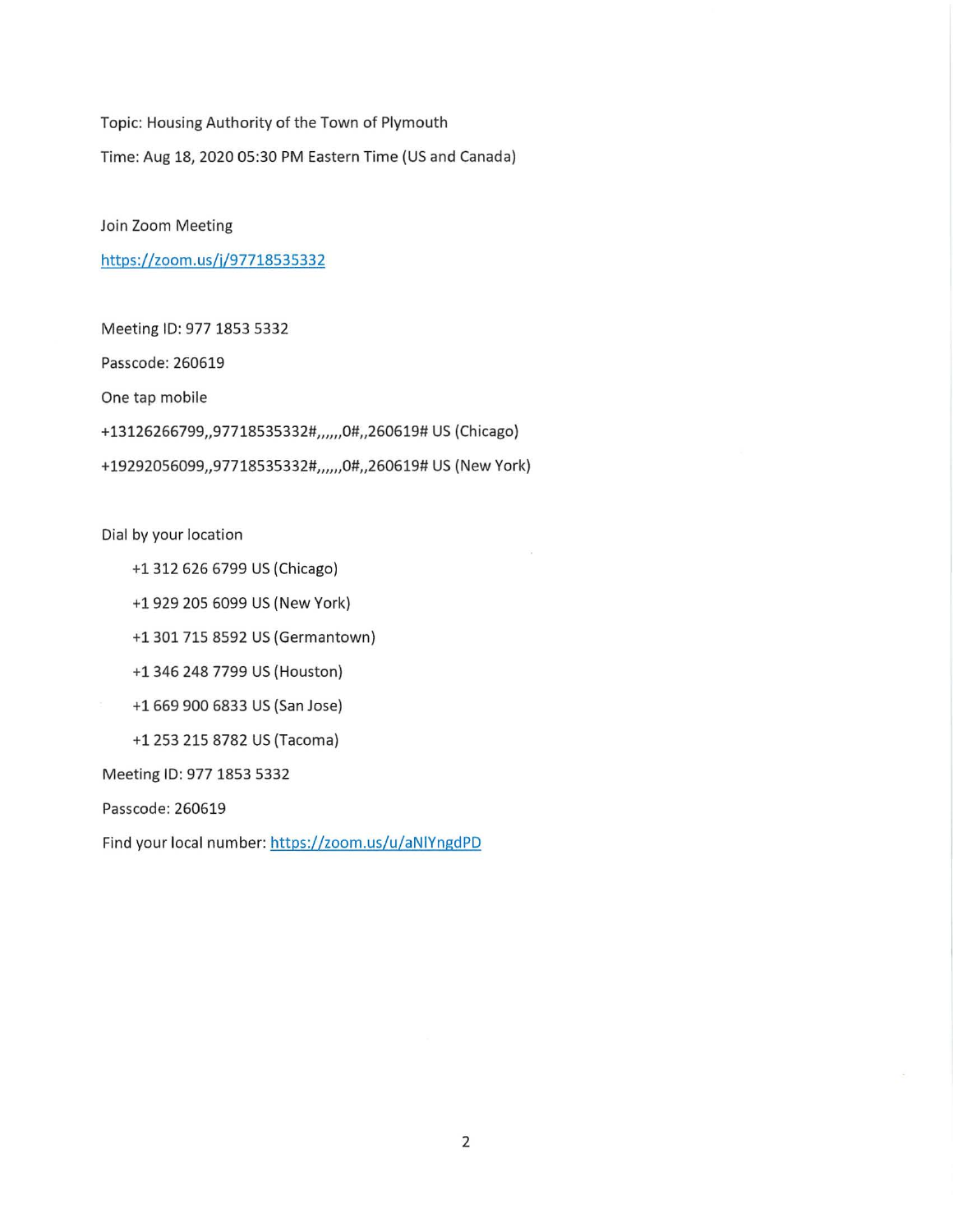Topic: Housing Authority of the Town of Plymouth

Time: Aug 18, 2020 05:30 PM Eastern Time (US and Canada)

Join Zoom Meeting

https://zoom.us/j/97718535332

Meeting ID: 977 1853 5332

Passcode: 260619

One tap mobile

+13126266799,,97718535332#,,,,,,0#,,260619# US (Chicago)

+19292056099,,97718535332#,,,,,,0#,,260619# US (New York)

Dial by your location

+1 312 626 6799 US (Chicago)

+1 929 205 6099 US (New York)

+1 301 715 8592 US (Germantown)

+1 346 248 7799 US (Houston)

+1 669 900 6833 US (San Jose)

+1 253 215 8782 US (Tacoma)

Meeting ID: 977 1853 5332

Passcode: 260619

Find your local number: https://zoom.us/u/aNlYngdPD